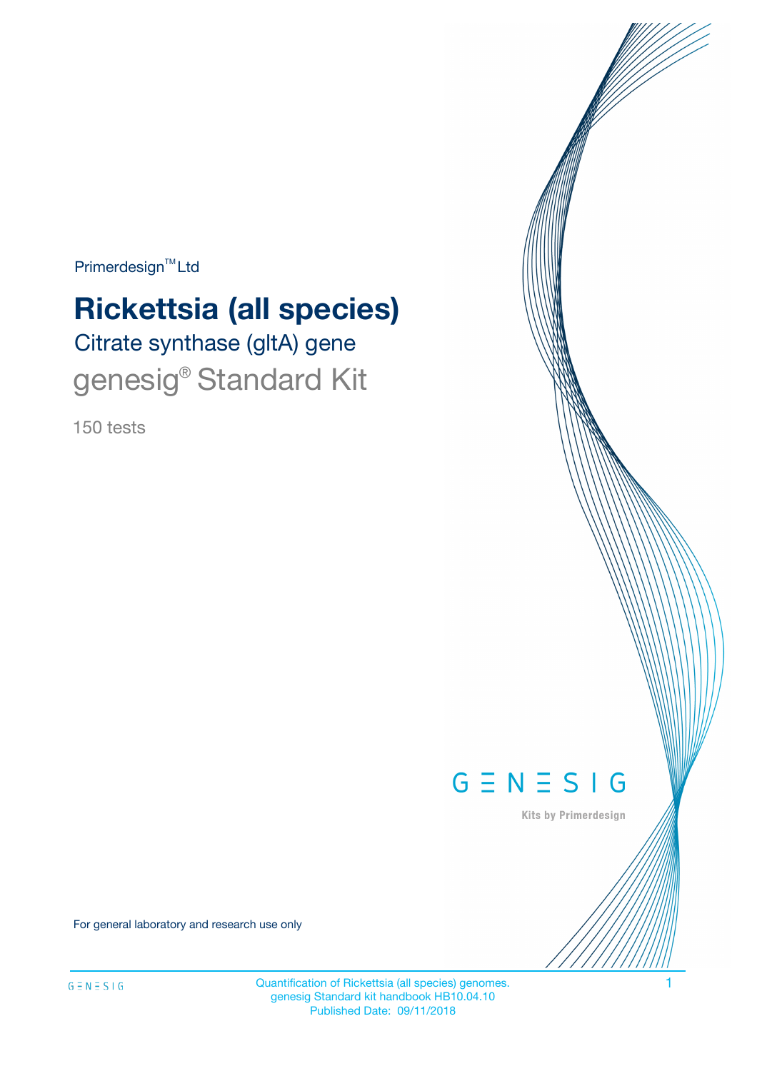Primerdesign™ Ltd

# Rickettsia (all species)

## Citrate synthase (gltA) gene

genesig® Standard Kit

150 tests

GENESIG

Kits by Primerdesign

For general laboratory and research use only

Quantification of Rickettsia (all species) genomes.
genesig Standard kit handbook HB10.04.10
Published Date: 09/11/2018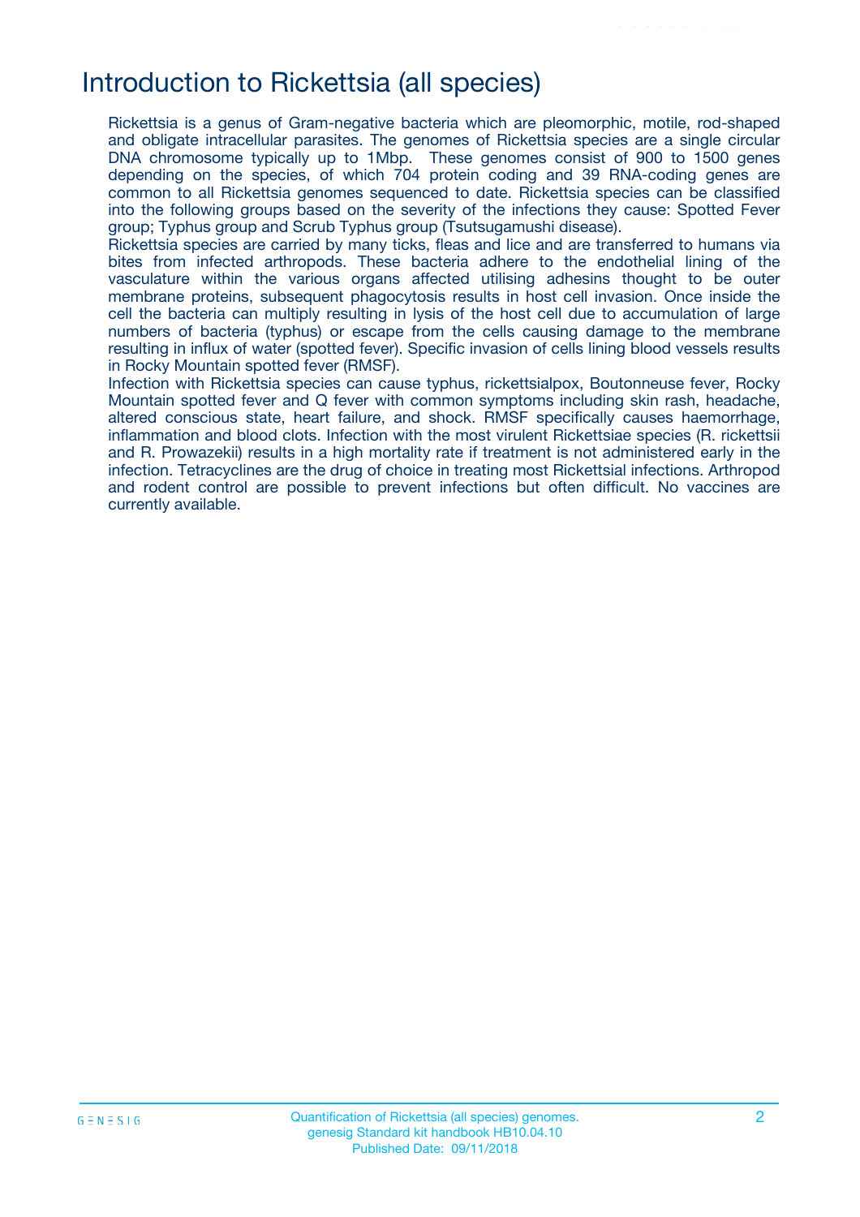# Introduction to Rickettsia (all species)

Rickettsia is a genus of Gram-negative bacteria which are pleomorphic, motile, rod-shaped and obligate intracellular parasites. The genomes of Rickettsia species are a single circular DNA chromosome typically up to 1Mbp. These genomes consist of 900 to 1500 genes depending on the species, of which 704 protein coding and 39 RNA-coding genes are common to all Rickettsia genomes sequenced to date. Rickettsia species can be classified into the following groups based on the severity of the infections they cause: Spotted Fever group; Typhus group and Scrub Typhus group (Tsutsugamushi disease).

Rickettsia species are carried by many ticks, fleas and lice and are transferred to humans via bites from infected arthropods. These bacteria adhere to the endothelial lining of the vasculature within the various organs affected utilising adhesins thought to be outer membrane proteins, subsequent phagocytosis results in host cell invasion. Once inside the cell the bacteria can multiply resulting in lysis of the host cell due to accumulation of large numbers of bacteria (typhus) or escape from the cells causing damage to the membrane resulting in influx of water (spotted fever). Specific invasion of cells lining blood vessels results in Rocky Mountain spotted fever (RMSF).

Infection with Rickettsia species can cause typhus, rickettsialpox, Boutonneuse fever, Rocky Mountain spotted fever and Q fever with common symptoms including skin rash, headache, altered conscious state, heart failure, and shock. RMSF specifically causes haemorrhage, inflammation and blood clots. Infection with the most virulent Rickettsiae species (R. rickettsii and R. Prowazekii) results in a high mortality rate if treatment is not administered early in the infection. Tetracyclines are the drug of choice in treating most Rickettsial infections. Arthropod and rodent control are possible to prevent infections but often difficult. No vaccines are currently available.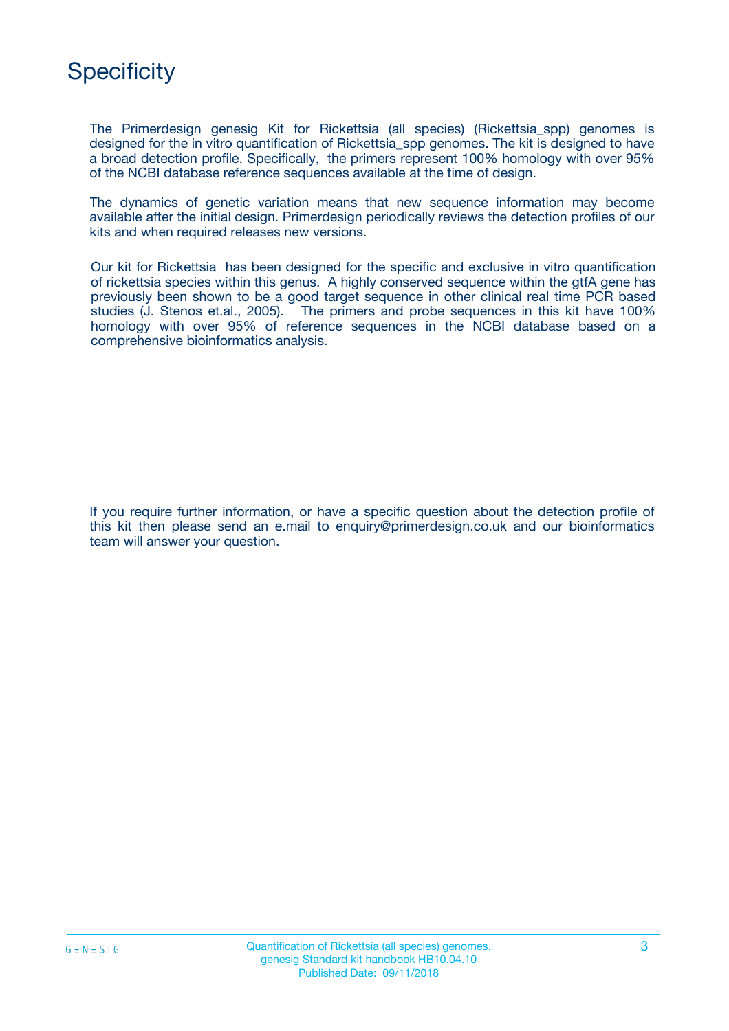# Specificity

The Primerdesign genesig Kit for Rickettsia (all species) (Rickettsia_spp) genomes is designed for the in vitro quantification of Rickettsia_spp genomes. The kit is designed to have a broad detection profile. Specifically, the primers represent 100% homology with over 95% of the NCBI database reference sequences available at the time of design.

The dynamics of genetic variation means that new sequence information may become available after the initial design. Primerdesign periodically reviews the detection profiles of our kits and when required releases new versions.

Our kit for Rickettsia has been designed for the specific and exclusive in vitro quantification of rickettsia species within this genus. A highly conserved sequence within the gtfA gene has previously been shown to be a good target sequence in other clinical real time PCR based studies (J. Stenos et.al., 2005). The primers and probe sequences in this kit have 100% homology with over 95% of reference sequences in the NCBI database based on a comprehensive bioinformatics analysis.

If you require further information, or have a specific question about the detection profile of this kit then please send an e.mail to enquiry@primerdesign.co.uk and our bioinformatics team will answer your question.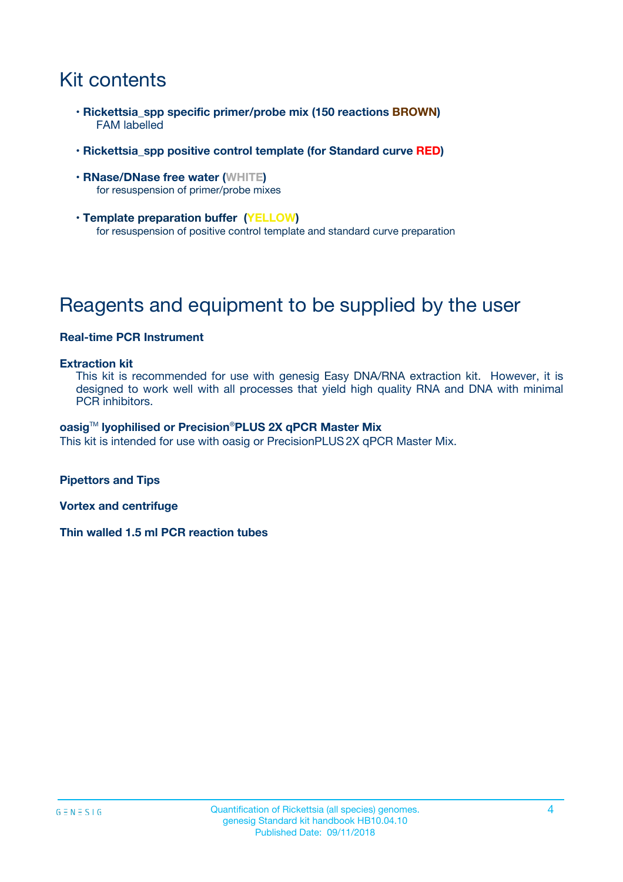# Kit contents

- **Rickettsia_spp specific primer/probe mix (150 reactions BROWN)**
  FAM labelled
- **Rickettsia_spp positive control template (for Standard curve RED)**
- **RNase/DNase free water (WHITE)**
  for resuspension of primer/probe mixes
- **Template preparation buffer (YELLOW)**
  for resuspension of positive control template and standard curve preparation

# Reagents and equipment to be supplied by the user

**Real-time PCR Instrument**

**Extraction kit**
This kit is recommended for use with genesig Easy DNA/RNA extraction kit. However, it is designed to work well with all processes that yield high quality RNA and DNA with minimal PCR inhibitors.

**oasig™ lyophilised or Precision®PLUS 2X qPCR Master Mix**
This kit is intended for use with oasig or PrecisionPLUS 2X qPCR Master Mix.

**Pipettors and Tips**

**Vortex and centrifuge**

**Thin walled 1.5 ml PCR reaction tubes**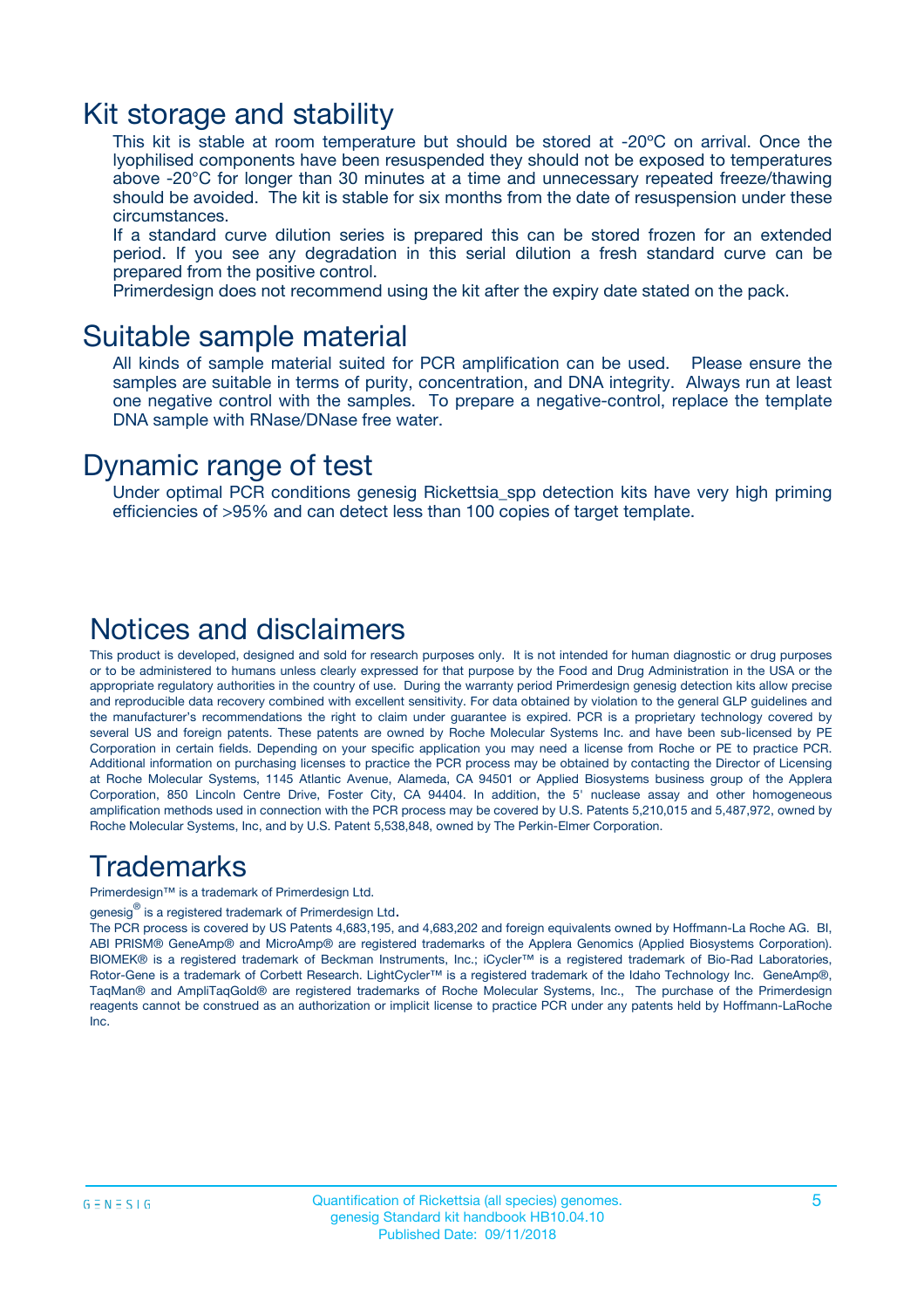# Kit storage and stability

This kit is stable at room temperature but should be stored at -20ºC on arrival. Once the lyophilised components have been resuspended they should not be exposed to temperatures above -20°C for longer than 30 minutes at a time and unnecessary repeated freeze/thawing should be avoided. The kit is stable for six months from the date of resuspension under these circumstances.

If a standard curve dilution series is prepared this can be stored frozen for an extended period. If you see any degradation in this serial dilution a fresh standard curve can be prepared from the positive control.

Primerdesign does not recommend using the kit after the expiry date stated on the pack.

# Suitable sample material

All kinds of sample material suited for PCR amplification can be used. Please ensure the samples are suitable in terms of purity, concentration, and DNA integrity. Always run at least one negative control with the samples. To prepare a negative-control, replace the template DNA sample with RNase/DNase free water.

# Dynamic range of test

Under optimal PCR conditions genesig Rickettsia_spp detection kits have very high priming efficiencies of >95% and can detect less than 100 copies of target template.

# Notices and disclaimers

This product is developed, designed and sold for research purposes only. It is not intended for human diagnostic or drug purposes or to be administered to humans unless clearly expressed for that purpose by the Food and Drug Administration in the USA or the appropriate regulatory authorities in the country of use. During the warranty period Primerdesign genesig detection kits allow precise and reproducible data recovery combined with excellent sensitivity. For data obtained by violation to the general GLP guidelines and the manufacturer's recommendations the right to claim under guarantee is expired. PCR is a proprietary technology covered by several US and foreign patents. These patents are owned by Roche Molecular Systems Inc. and have been sub-licensed by PE Corporation in certain fields. Depending on your specific application you may need a license from Roche or PE to practice PCR. Additional information on purchasing licenses to practice the PCR process may be obtained by contacting the Director of Licensing at Roche Molecular Systems, 1145 Atlantic Avenue, Alameda, CA 94501 or Applied Biosystems business group of the Applera Corporation, 850 Lincoln Centre Drive, Foster City, CA 94404. In addition, the 5' nuclease assay and other homogeneous amplification methods used in connection with the PCR process may be covered by U.S. Patents 5,210,015 and 5,487,972, owned by Roche Molecular Systems, Inc, and by U.S. Patent 5,538,848, owned by The Perkin-Elmer Corporation.

# Trademarks

Primerdesign™ is a trademark of Primerdesign Ltd.

genesig® is a registered trademark of Primerdesign Ltd.

The PCR process is covered by US Patents 4,683,195, and 4,683,202 and foreign equivalents owned by Hoffmann-La Roche AG. BI, ABI PRISM® GeneAmp® and MicroAmp® are registered trademarks of the Applera Genomics (Applied Biosystems Corporation). BIOMEK® is a registered trademark of Beckman Instruments, Inc.; iCycler™ is a registered trademark of Bio-Rad Laboratories, Rotor-Gene is a trademark of Corbett Research. LightCycler™ is a registered trademark of the Idaho Technology Inc. GeneAmp®, TaqMan® and AmpliTaqGold® are registered trademarks of Roche Molecular Systems, Inc., The purchase of the Primerdesign reagents cannot be construed as an authorization or implicit license to practice PCR under any patents held by Hoffmann-LaRoche Inc.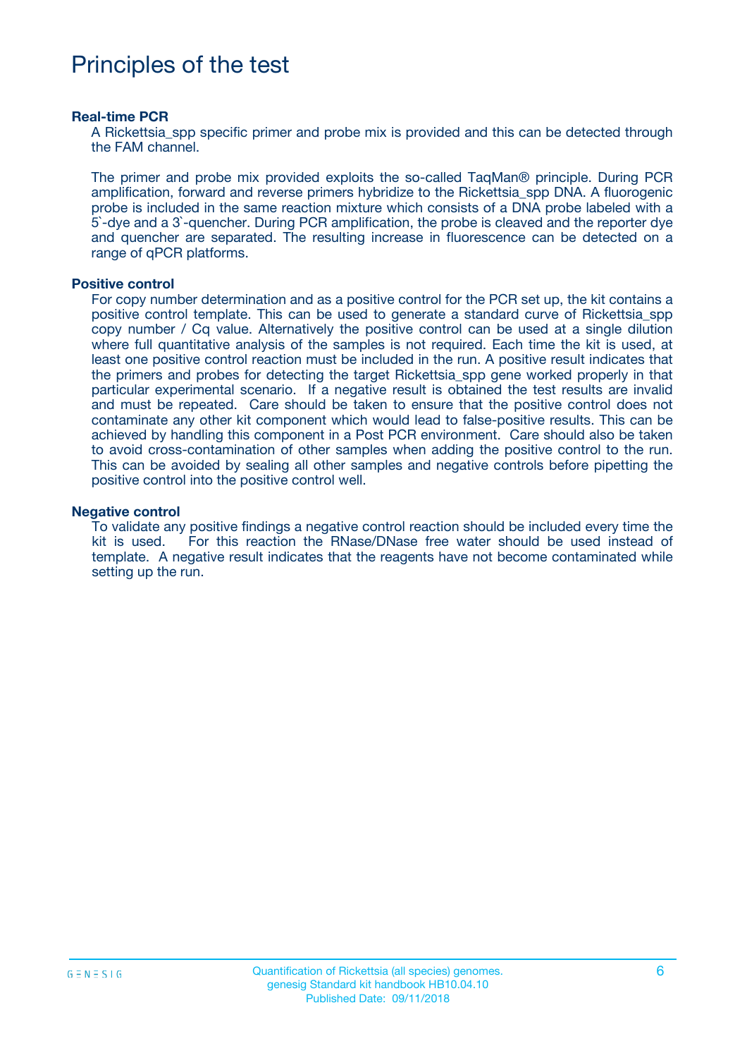# Principles of the test

### Real-time PCR

A Rickettsia_spp specific primer and probe mix is provided and this can be detected through the FAM channel.

The primer and probe mix provided exploits the so-called TaqMan® principle. During PCR amplification, forward and reverse primers hybridize to the Rickettsia_spp DNA. A fluorogenic probe is included in the same reaction mixture which consists of a DNA probe labeled with a 5`-dye and a 3`-quencher. During PCR amplification, the probe is cleaved and the reporter dye and quencher are separated. The resulting increase in fluorescence can be detected on a range of qPCR platforms.

### Positive control

For copy number determination and as a positive control for the PCR set up, the kit contains a positive control template. This can be used to generate a standard curve of Rickettsia_spp copy number / Cq value. Alternatively the positive control can be used at a single dilution where full quantitative analysis of the samples is not required. Each time the kit is used, at least one positive control reaction must be included in the run. A positive result indicates that the primers and probes for detecting the target Rickettsia_spp gene worked properly in that particular experimental scenario. If a negative result is obtained the test results are invalid and must be repeated. Care should be taken to ensure that the positive control does not contaminate any other kit component which would lead to false-positive results. This can be achieved by handling this component in a Post PCR environment. Care should also be taken to avoid cross-contamination of other samples when adding the positive control to the run. This can be avoided by sealing all other samples and negative controls before pipetting the positive control into the positive control well.

### Negative control

To validate any positive findings a negative control reaction should be included every time the kit is used. For this reaction the RNase/DNase free water should be used instead of template. A negative result indicates that the reagents have not become contaminated while setting up the run.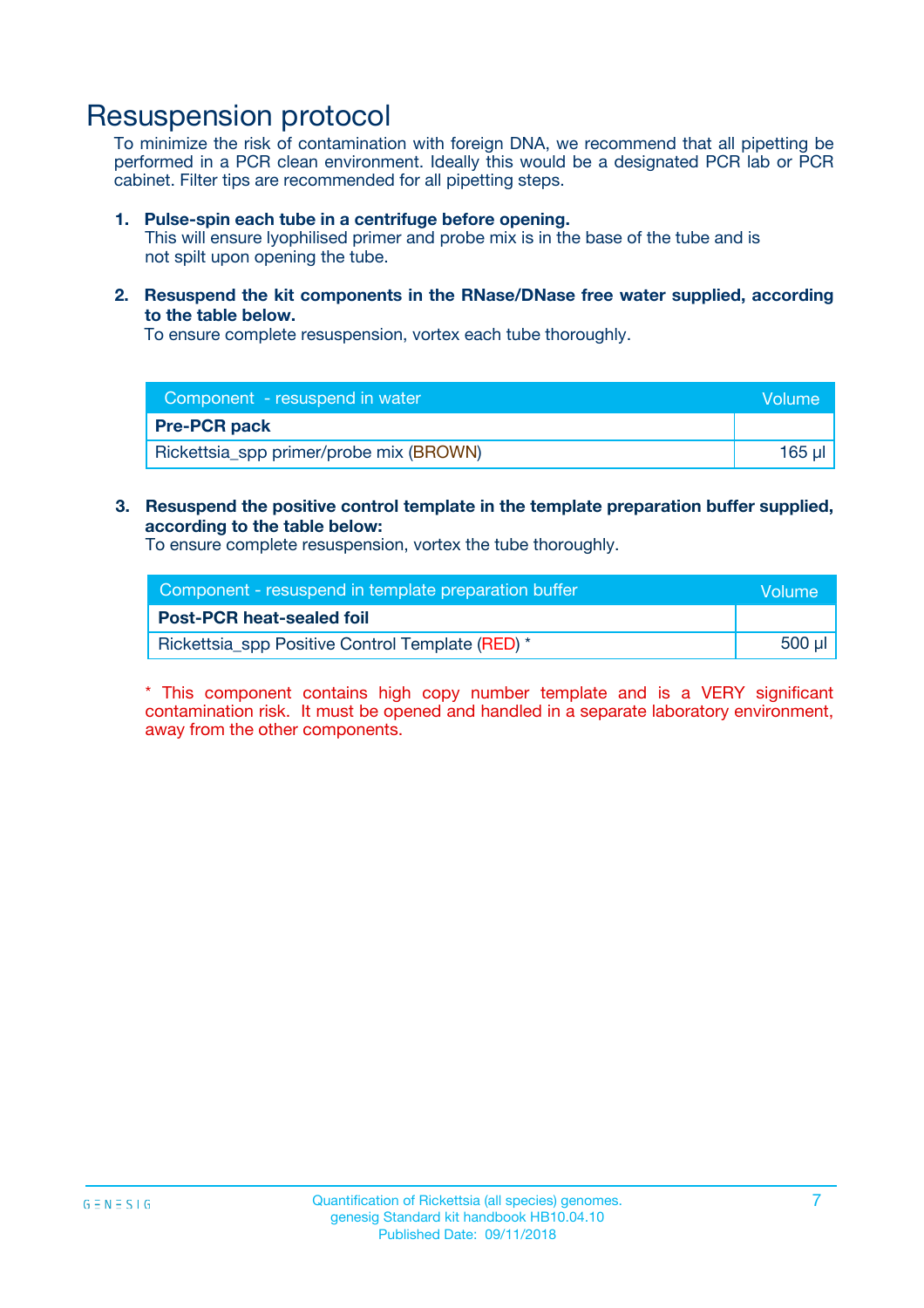# Resuspension protocol

To minimize the risk of contamination with foreign DNA, we recommend that all pipetting be performed in a PCR clean environment. Ideally this would be a designated PCR lab or PCR cabinet. Filter tips are recommended for all pipetting steps.

1. **Pulse-spin each tube in a centrifuge before opening.**
   This will ensure lyophilised primer and probe mix is in the base of the tube and is not spilt upon opening the tube.

2. **Resuspend the kit components in the RNase/DNase free water supplied, according to the table below.**
   To ensure complete resuspension, vortex each tube thoroughly.

| Component - resuspend in water | Volume |
|---|---|
| **Pre-PCR pack** | |
| Rickettsia_spp primer/probe mix (BROWN) | 165 µl |

3. **Resuspend the positive control template in the template preparation buffer supplied, according to the table below:**
   To ensure complete resuspension, vortex the tube thoroughly.

| Component - resuspend in template preparation buffer | Volume |
|---|---|
| **Post-PCR heat-sealed foil** | |
| Rickettsia_spp Positive Control Template (RED) * | 500 µl |

* This component contains high copy number template and is a VERY significant contamination risk. It must be opened and handled in a separate laboratory environment, away from the other components.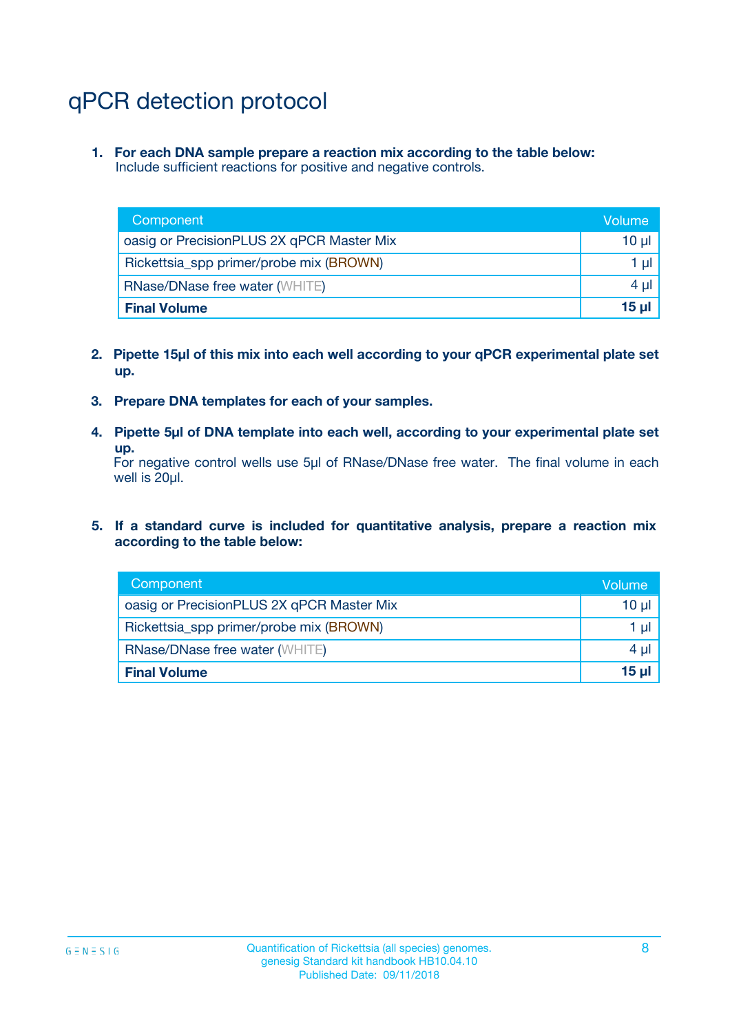# qPCR detection protocol

1. **For each DNA sample prepare a reaction mix according to the table below:**
   Include sufficient reactions for positive and negative controls.

| Component | Volume |
|---|---|
| oasig or PrecisionPLUS 2X qPCR Master Mix | 10 µl |
| Rickettsia_spp primer/probe mix (BROWN) | 1 µl |
| RNase/DNase free water (WHITE) | 4 µl |
| **Final Volume** | **15 µl** |

2. **Pipette 15µl of this mix into each well according to your qPCR experimental plate set up.**

3. **Prepare DNA templates for each of your samples.**

4. **Pipette 5µl of DNA template into each well, according to your experimental plate set up.**
   For negative control wells use 5µl of RNase/DNase free water. The final volume in each well is 20µl.

5. **If a standard curve is included for quantitative analysis, prepare a reaction mix according to the table below:**

| Component | Volume |
|---|---|
| oasig or PrecisionPLUS 2X qPCR Master Mix | 10 µl |
| Rickettsia_spp primer/probe mix (BROWN) | 1 µl |
| RNase/DNase free water (WHITE) | 4 µl |
| **Final Volume** | **15 µl** |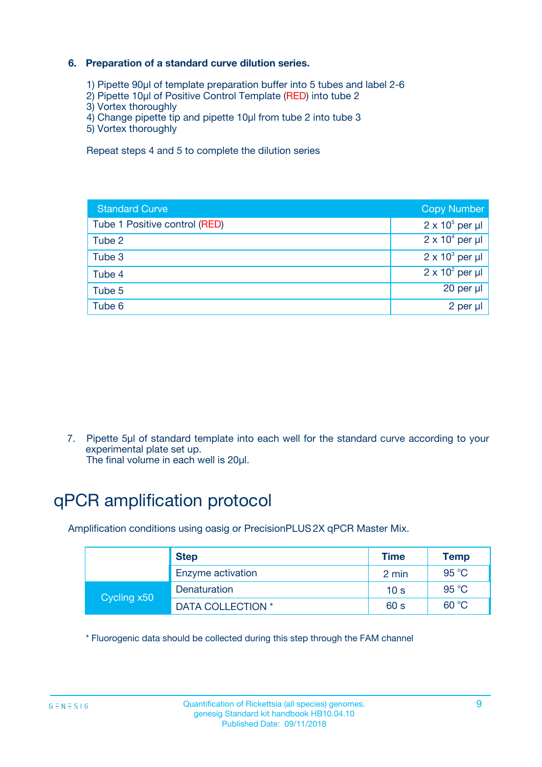### 6. Preparation of a standard curve dilution series.

1) Pipette 90µl of template preparation buffer into 5 tubes and label 2-6
2) Pipette 10µl of Positive Control Template (RED) into tube 2
3) Vortex thoroughly
4) Change pipette tip and pipette 10µl from tube 2 into tube 3
5) Vortex thoroughly

Repeat steps 4 and 5 to complete the dilution series

| Standard Curve | Copy Number |
|---|---|
| Tube 1 Positive control (RED) | $2 \times 10^5$ per µl |
| Tube 2 | $2 \times 10^4$ per µl |
| Tube 3 | $2 \times 10^3$ per µl |
| Tube 4 | $2 \times 10^2$ per µl |
| Tube 5 | 20 per µl |
| Tube 6 | 2 per µl |

7. Pipette 5µl of standard template into each well for the standard curve according to your experimental plate set up.
   The final volume in each well is 20µl.

# qPCR amplification protocol

Amplification conditions using oasig or PrecisionPLUS 2X qPCR Master Mix.

| | Step | Time | Temp |
|---|---|---|---|
| | Enzyme activation | 2 min | 95 °C |
| Cycling x50 | Denaturation | 10 s | 95 °C |
| | DATA COLLECTION * | 60 s | 60 °C |

* Fluorogenic data should be collected during this step through the FAM channel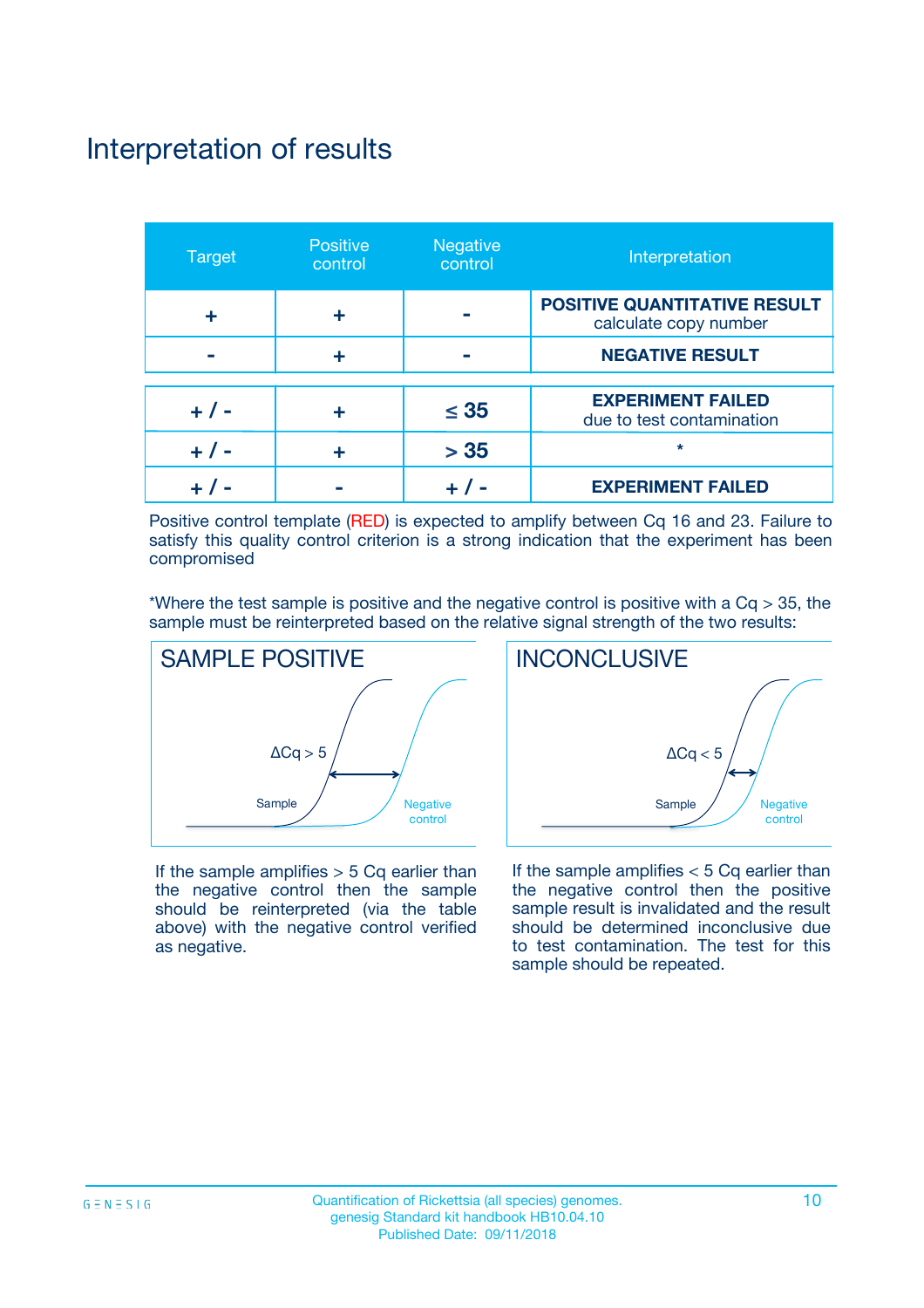# Interpretation of results

| Target | Positive control | Negative control | Interpretation |
|---|---|---|---|
| + | + | - | **POSITIVE QUANTITATIVE RESULT** calculate copy number |
| - | + | - | **NEGATIVE RESULT** |
| + / - | + | ≤ 35 | **EXPERIMENT FAILED** due to test contamination |
| + / - | + | > 35 | * |
| + / - | - | + / - | **EXPERIMENT FAILED** |

Positive control template (RED) is expected to amplify between Cq 16 and 23. Failure to satisfy this quality control criterion is a strong indication that the experiment has been compromised

*Where the test sample is positive and the negative control is positive with a Cq > 35, the sample must be reinterpreted based on the relative signal strength of the two results:

SAMPLE POSITIVE

ΔCq > 5

Sample

Negative control

If the sample amplifies > 5 Cq earlier than the negative control then the sample should be reinterpreted (via the table above) with the negative control verified as negative.

INCONCLUSIVE

ΔCq < 5

Sample

Negative control

If the sample amplifies < 5 Cq earlier than the negative control then the positive sample result is invalidated and the result should be determined inconclusive due to test contamination. The test for this sample should be repeated.